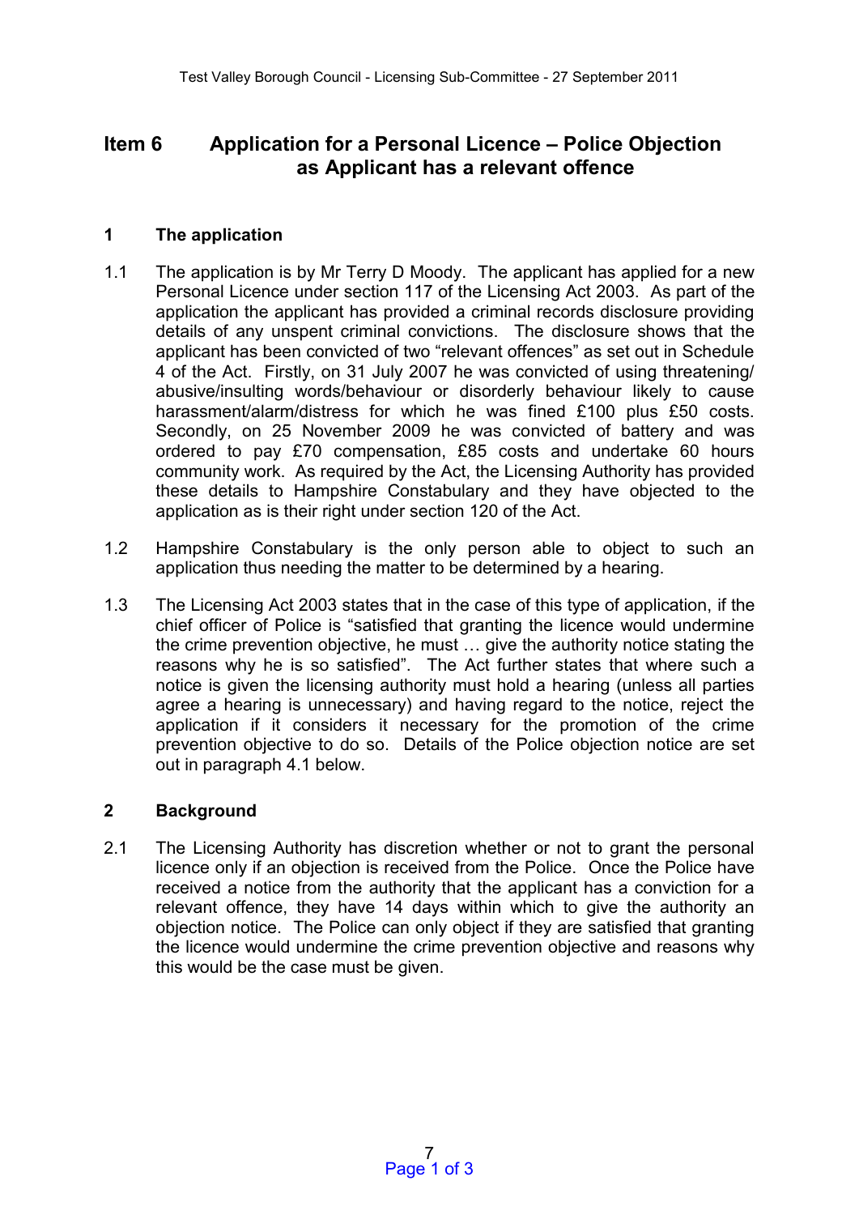# Item 6 Application for a Personal Licence – Police Objection as Applicant has a relevant offence

## 1 The application

1.1 The application is by Mr Terry D Moody. The applicant has applied for a new Personal Licence under section 117 of the Licensing Act 2003. As part of the application the applicant has provided a criminal records disclosure providing details of any unspent criminal convictions. The disclosure shows that the applicant has been convicted of two "relevant offences" as set out in Schedule 4 of the Act. Firstly, on 31 July 2007 he was convicted of using threatening/ abusive/insulting words/behaviour or disorderly behaviour likely to cause harassment/alarm/distress for which he was fined £100 plus £50 costs. Secondly, on 25 November 2009 he was convicted of battery and was ordered to pay £70 compensation, £85 costs and undertake 60 hours community work. As required by the Act, the Licensing Authority has provided these details to Hampshire Constabulary and they have objected to the application as is their right under section 120 of the Act.

1.2 Hampshire Constabulary is the only person able to object to such an application thus needing the matter to be determined by a hearing.

1.3 The Licensing Act 2003 states that in the case of this type of application, if the chief officer of Police is "satisfied that granting the licence would undermine the crime prevention objective, he must … give the authority notice stating the reasons why he is so satisfied". The Act further states that where such a notice is given the licensing authority must hold a hearing (unless all parties agree a hearing is unnecessary) and having regard to the notice, reject the application if it considers it necessary for the promotion of the crime prevention objective to do so. Details of the Police objection notice are set out in paragraph 4.1 below.

## 2 Background

2.1 The Licensing Authority has discretion whether or not to grant the personal licence only if an objection is received from the Police. Once the Police have received a notice from the authority that the applicant has a conviction for a relevant offence, they have 14 days within which to give the authority an objection notice. The Police can only object if they are satisfied that granting the licence would undermine the crime prevention objective and reasons why this would be the case must be given.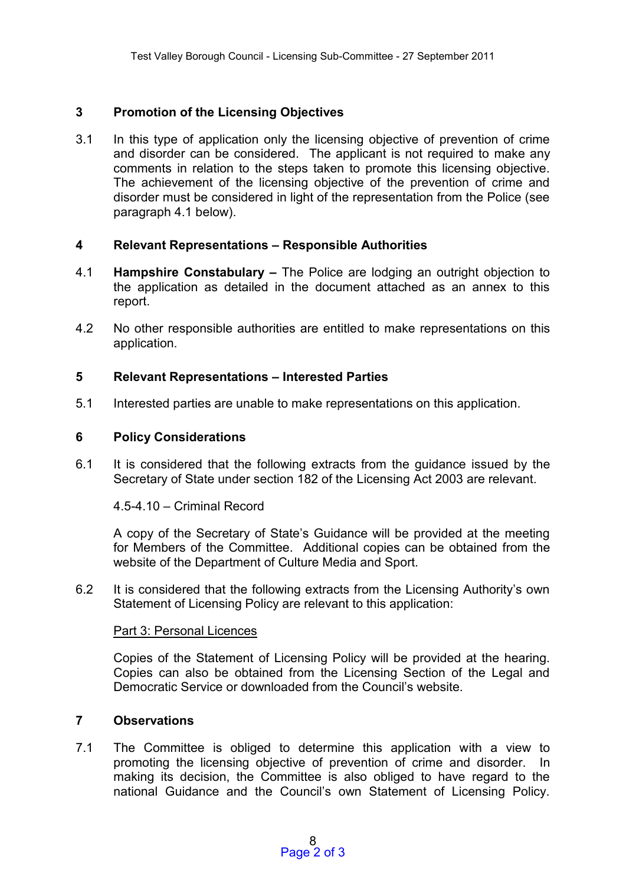## 3 Promotion of the Licensing Objectives

3.1 In this type of application only the licensing objective of prevention of crime and disorder can be considered. The applicant is not required to make any comments in relation to the steps taken to promote this licensing objective. The achievement of the licensing objective of the prevention of crime and disorder must be considered in light of the representation from the Police (see paragraph 4.1 below).

## 4 Relevant Representations – Responsible Authorities

4.1 **Hampshire Constabulary –** The Police are lodging an outright objection to the application as detailed in the document attached as an annex to this report.

4.2 No other responsible authorities are entitled to make representations on this application.

## 5 Relevant Representations – Interested Parties

5.1 Interested parties are unable to make representations on this application.

## 6 Policy Considerations

6.1 It is considered that the following extracts from the guidance issued by the Secretary of State under section 182 of the Licensing Act 2003 are relevant.

4.5-4.10 – Criminal Record

A copy of the Secretary of State's Guidance will be provided at the meeting for Members of the Committee. Additional copies can be obtained from the website of the Department of Culture Media and Sport.

6.2 It is considered that the following extracts from the Licensing Authority's own Statement of Licensing Policy are relevant to this application:

Part 3: Personal Licences

Copies of the Statement of Licensing Policy will be provided at the hearing. Copies can also be obtained from the Licensing Section of the Legal and Democratic Service or downloaded from the Council's website.

## 7 Observations

7.1 The Committee is obliged to determine this application with a view to promoting the licensing objective of prevention of crime and disorder. In making its decision, the Committee is also obliged to have regard to the national Guidance and the Council's own Statement of Licensing Policy.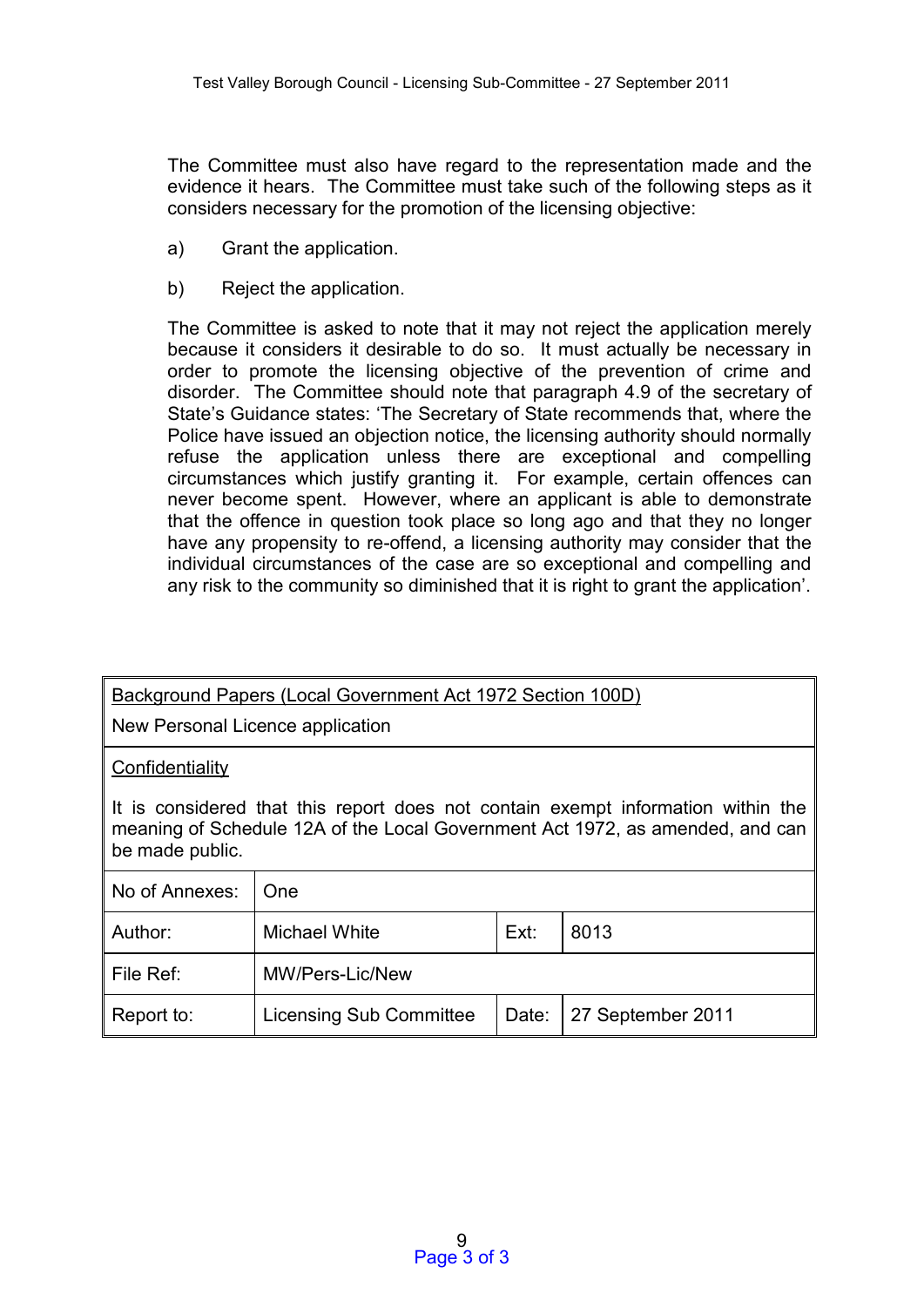The Committee must also have regard to the representation made and the evidence it hears. The Committee must take such of the following steps as it considers necessary for the promotion of the licensing objective:

a) Grant the application.

b) Reject the application.

The Committee is asked to note that it may not reject the application merely because it considers it desirable to do so. It must actually be necessary in order to promote the licensing objective of the prevention of crime and disorder. The Committee should note that paragraph 4.9 of the secretary of State's Guidance states: 'The Secretary of State recommends that, where the Police have issued an objection notice, the licensing authority should normally refuse the application unless there are exceptional and compelling circumstances which justify granting it. For example, certain offences can never become spent. However, where an applicant is able to demonstrate that the offence in question took place so long ago and that they no longer have any propensity to re-offend, a licensing authority may consider that the individual circumstances of the case are so exceptional and compelling and any risk to the community so diminished that it is right to grant the application'.

| | | | |
|---|---|---|---|
| Background Papers (Local Government Act 1972 Section 100D)<br>New Personal Licence application | | | |
| Confidentiality<br>It is considered that this report does not contain exempt information within the meaning of Schedule 12A of the Local Government Act 1972, as amended, and can be made public. | | | |
| No of Annexes: | One | | |
| Author: | Michael White | Ext: | 8013 |
| File Ref: | MW/Pers-Lic/New | | |
| Report to: | Licensing Sub Committee | Date: | 27 September 2011 |